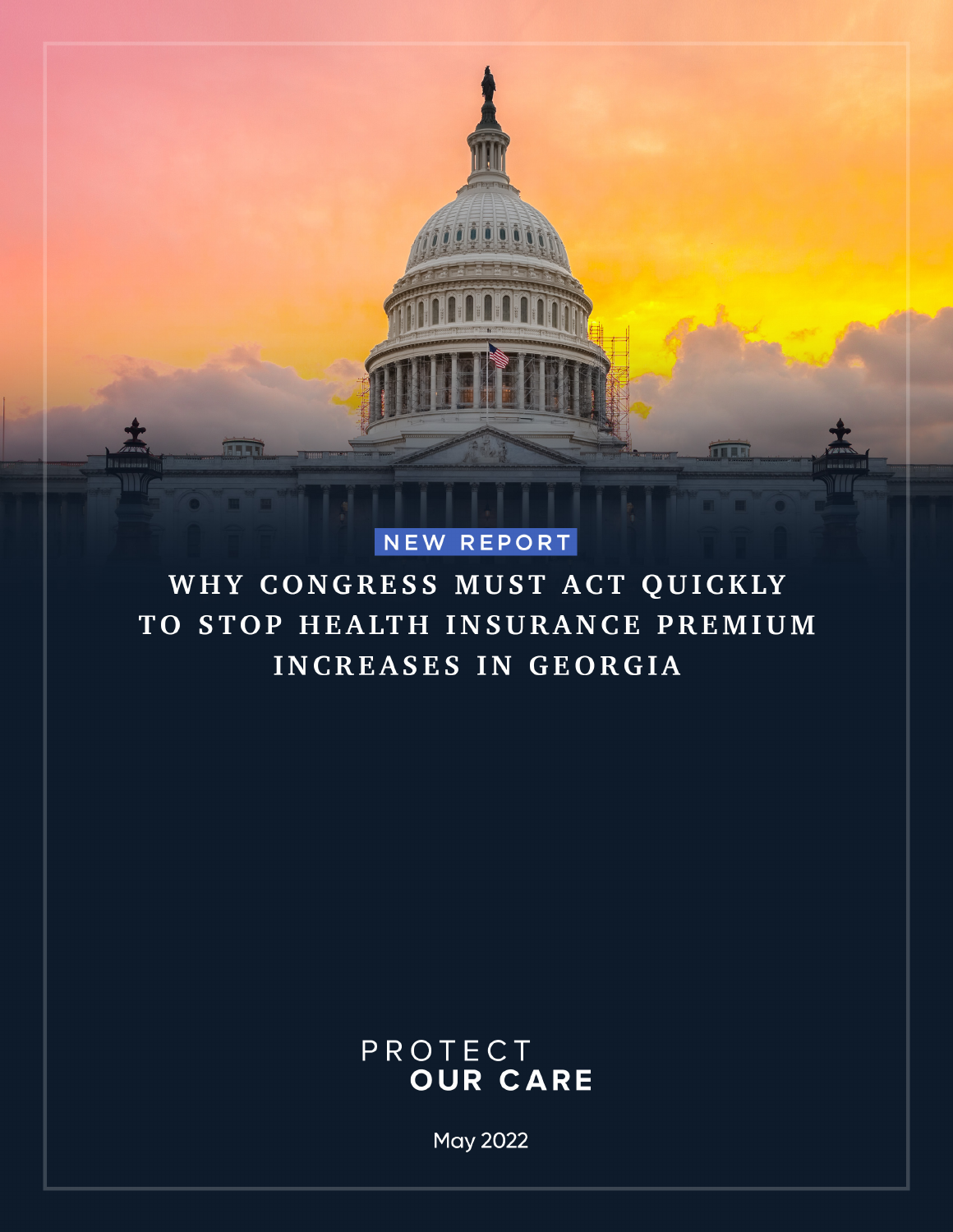NEW REPORT

# WHY CONGRESS MUST ACT QUICKLY TO STOP HEALTH INSURANCE PREMIUM INCREASES IN GEORGIA

PROTECT
OUR CARE

May 2022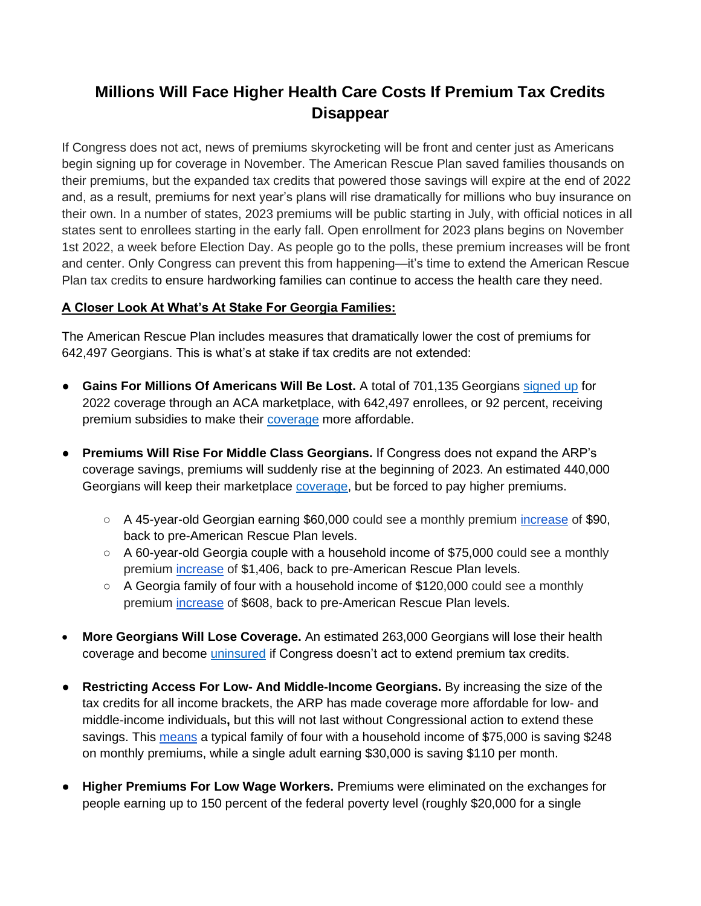# Millions Will Face Higher Health Care Costs If Premium Tax Credits Disappear

If Congress does not act, news of premiums skyrocketing will be front and center just as Americans begin signing up for coverage in November. The American Rescue Plan saved families thousands on their premiums, but the expanded tax credits that powered those savings will expire at the end of 2022 and, as a result, premiums for next year's plans will rise dramatically for millions who buy insurance on their own. In a number of states, 2023 premiums will be public starting in July, with official notices in all states sent to enrollees starting in the early fall. Open enrollment for 2023 plans begins on November 1st 2022, a week before Election Day. As people go to the polls, these premium increases will be front and center. Only Congress can prevent this from happening—it's time to extend the American Rescue Plan tax credits to ensure hardworking families can continue to access the health care they need.

**A Closer Look At What's At Stake For Georgia Families:**

The American Rescue Plan includes measures that dramatically lower the cost of premiums for 642,497 Georgians. This is what's at stake if tax credits are not extended:

- **Gains For Millions Of Americans Will Be Lost.** A total of 701,135 Georgians signed up for 2022 coverage through an ACA marketplace, with 642,497 enrollees, or 92 percent, receiving premium subsidies to make their coverage more affordable.

- **Premiums Will Rise For Middle Class Georgians.** If Congress does not expand the ARP's coverage savings, premiums will suddenly rise at the beginning of 2023. An estimated 440,000 Georgians will keep their marketplace coverage, but be forced to pay higher premiums.
  - A 45-year-old Georgian earning $60,000 could see a monthly premium increase of $90, back to pre-American Rescue Plan levels.
  - A 60-year-old Georgia couple with a household income of $75,000 could see a monthly premium increase of $1,406, back to pre-American Rescue Plan levels.
  - A Georgia family of four with a household income of $120,000 could see a monthly premium increase of $608, back to pre-American Rescue Plan levels.

- **More Georgians Will Lose Coverage.** An estimated 263,000 Georgians will lose their health coverage and become uninsured if Congress doesn't act to extend premium tax credits.

- **Restricting Access For Low- And Middle-Income Georgians.** By increasing the size of the tax credits for all income brackets, the ARP has made coverage more affordable for low- and middle-income individuals**,** but this will not last without Congressional action to extend these savings. This means a typical family of four with a household income of $75,000 is saving $248 on monthly premiums, while a single adult earning $30,000 is saving $110 per month.

- **Higher Premiums For Low Wage Workers.** Premiums were eliminated on the exchanges for people earning up to 150 percent of the federal poverty level (roughly $20,000 for a single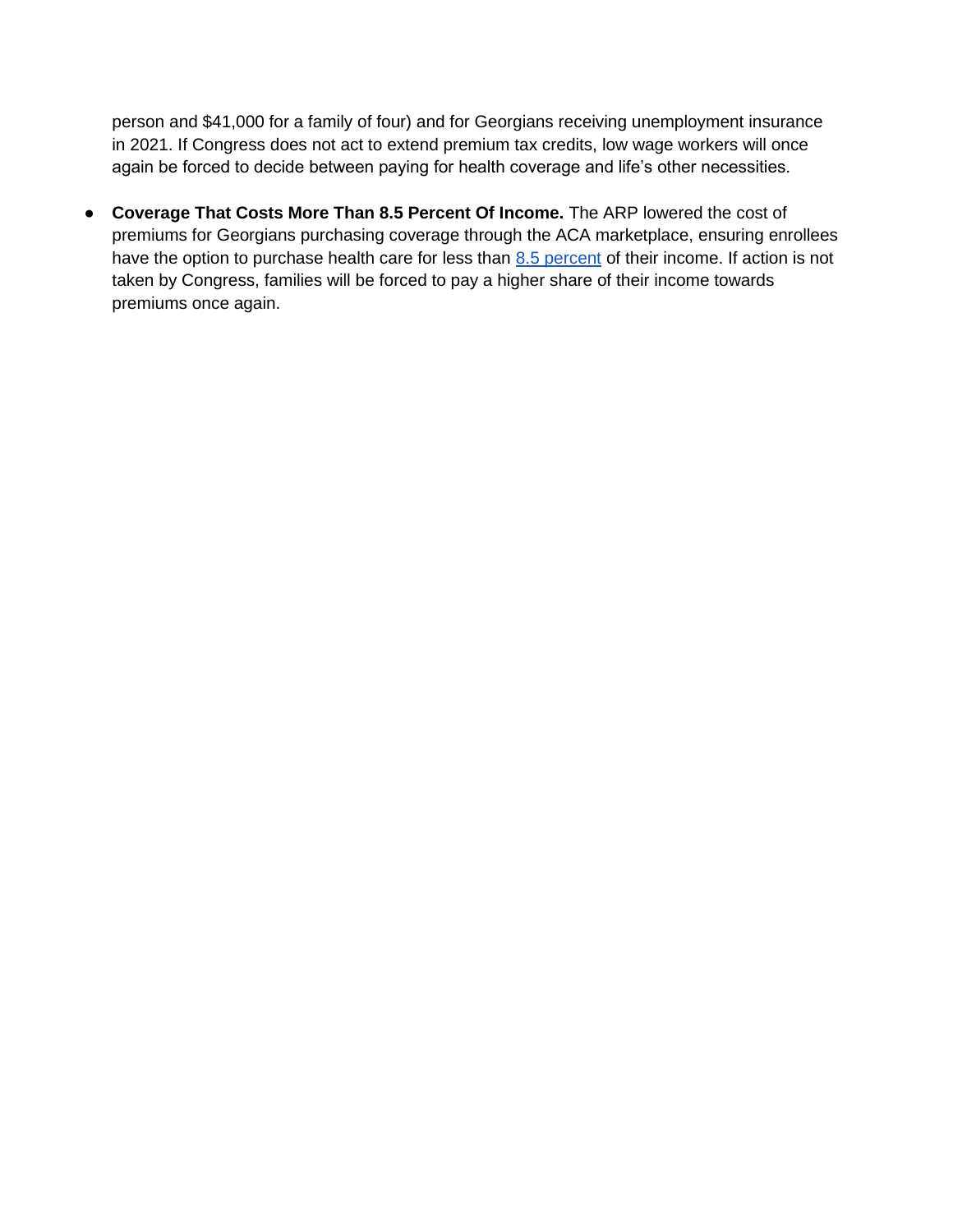person and $41,000 for a family of four) and for Georgians receiving unemployment insurance in 2021. If Congress does not act to extend premium tax credits, low wage workers will once again be forced to decide between paying for health coverage and life's other necessities.

- **Coverage That Costs More Than 8.5 Percent Of Income.** The ARP lowered the cost of premiums for Georgians purchasing coverage through the ACA marketplace, ensuring enrollees have the option to purchase health care for less than 8.5 percent of their income. If action is not taken by Congress, families will be forced to pay a higher share of their income towards premiums once again.